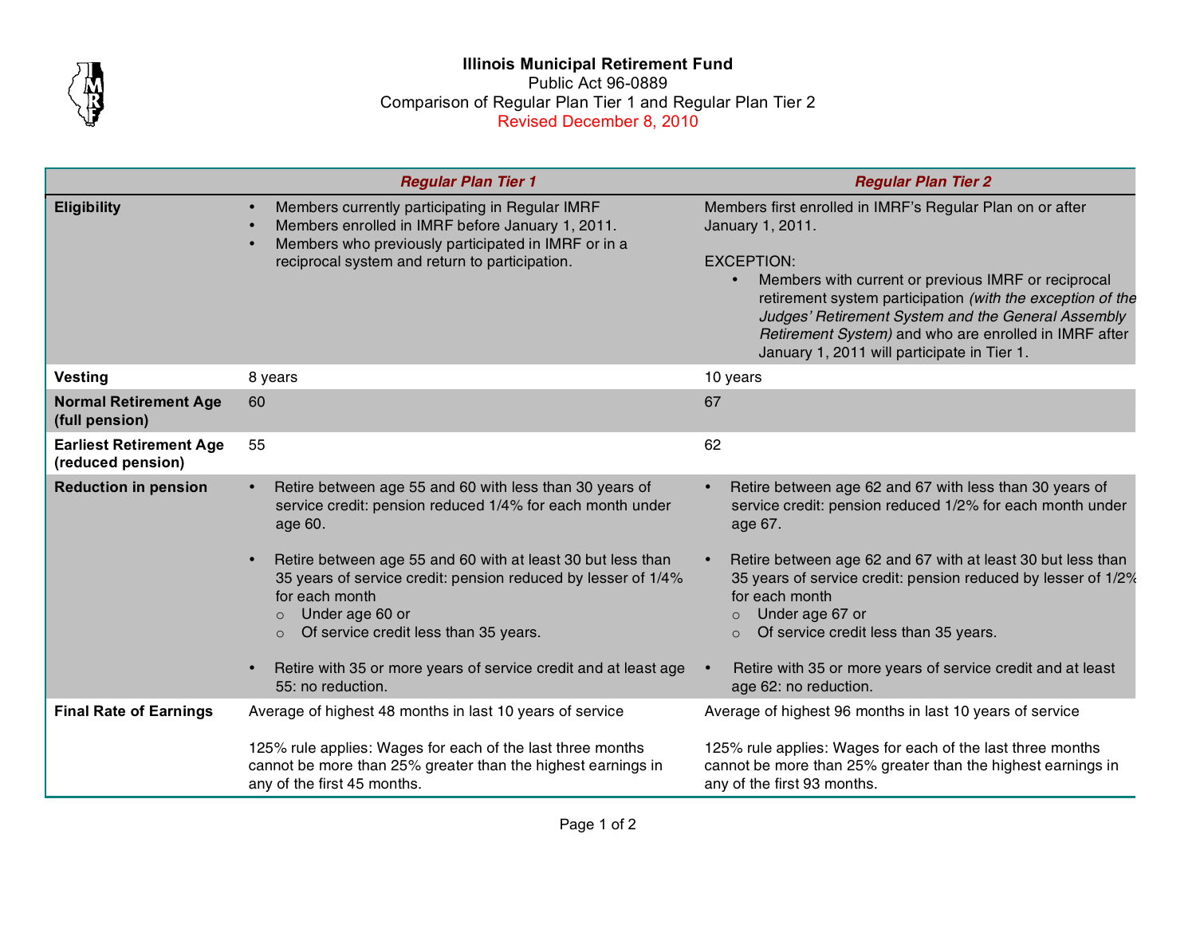**Illinois Municipal Retirement Fund**

Public Act 96-0889

Comparison of Regular Plan Tier 1 and Regular Plan Tier 2

Revised December 8, 2010

| | ***Regular Plan Tier 1*** | ***Regular Plan Tier 2*** |
|---|---|---|
| **Eligibility** | • Members currently participating in Regular IMRF<br>• Members enrolled in IMRF before January 1, 2011.<br>• Members who previously participated in IMRF or in a reciprocal system and return to participation. | Members first enrolled in IMRF's Regular Plan on or after January 1, 2011.<br><br>EXCEPTION:<br>• Members with current or previous IMRF or reciprocal retirement system participation *(with the exception of the Judges' Retirement System and the General Assembly Retirement System)* and who are enrolled in IMRF after January 1, 2011 will participate in Tier 1. |
| **Vesting** | 8 years | 10 years |
| **Normal Retirement Age (full pension)** | 60 | 67 |
| **Earliest Retirement Age (reduced pension)** | 55 | 62 |
| **Reduction in pension** | • Retire between age 55 and 60 with less than 30 years of service credit: pension reduced 1/4% for each month under age 60.<br><br>• Retire between age 55 and 60 with at least 30 but less than 35 years of service credit: pension reduced by lesser of 1/4% for each month<br>&nbsp;&nbsp;○ Under age 60 or<br>&nbsp;&nbsp;○ Of service credit less than 35 years.<br><br>• Retire with 35 or more years of service credit and at least age 55: no reduction. | • Retire between age 62 and 67 with less than 30 years of service credit: pension reduced 1/2% for each month under age 67.<br><br>• Retire between age 62 and 67 with at least 30 but less than 35 years of service credit: pension reduced by lesser of 1/2% for each month<br>&nbsp;&nbsp;○ Under age 67 or<br>&nbsp;&nbsp;○ Of service credit less than 35 years.<br><br>• Retire with 35 or more years of service credit and at least age 62: no reduction. |
| **Final Rate of Earnings** | Average of highest 48 months in last 10 years of service<br><br>125% rule applies: Wages for each of the last three months cannot be more than 25% greater than the highest earnings in any of the first 45 months. | Average of highest 96 months in last 10 years of service<br><br>125% rule applies: Wages for each of the last three months cannot be more than 25% greater than the highest earnings in any of the first 93 months. |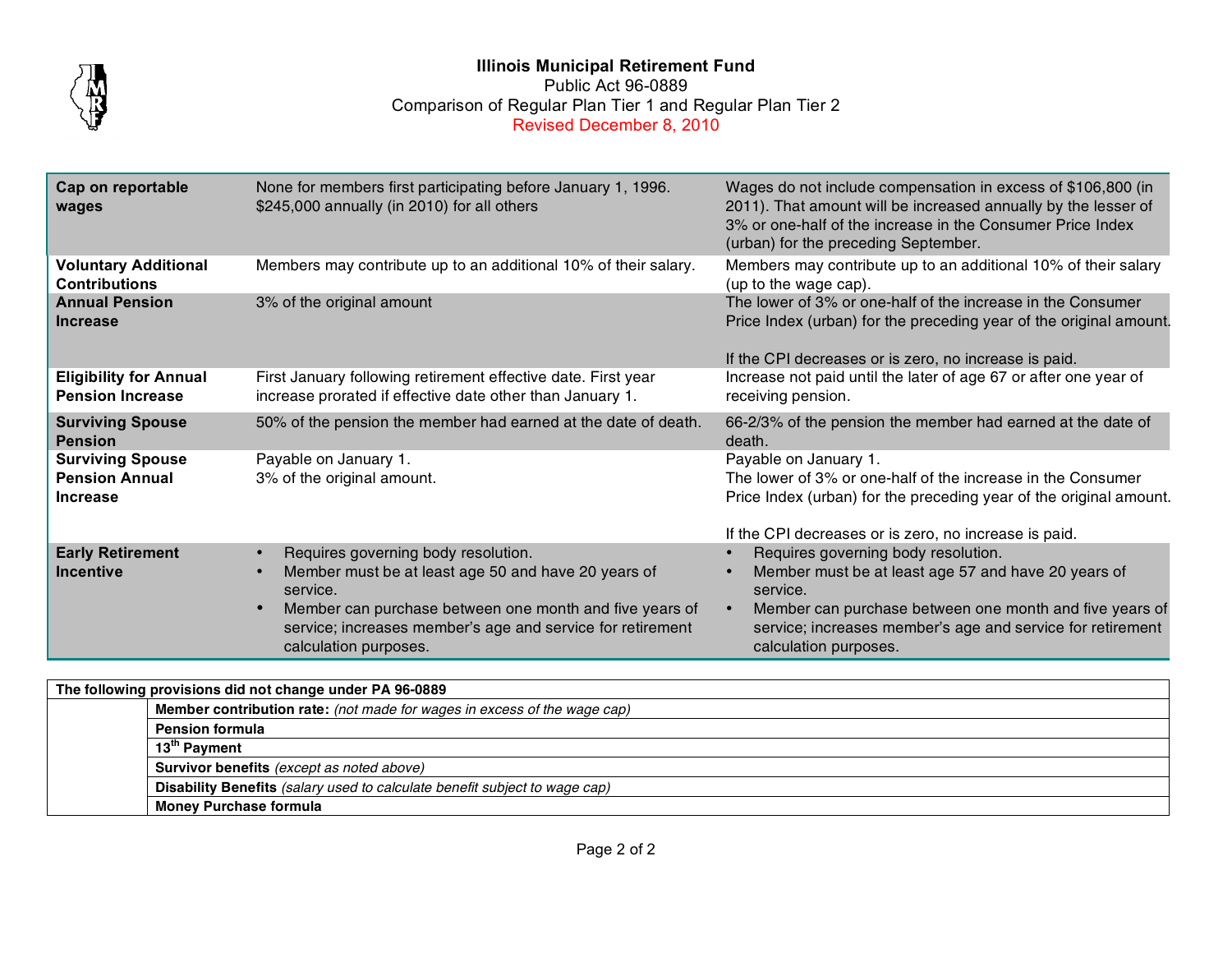**Illinois Municipal Retirement Fund**
Public Act 96-0889
Comparison of Regular Plan Tier 1 and Regular Plan Tier 2
Revised December 8, 2010

| | | |
|---|---|---|
| **Cap on reportable wages** | None for members first participating before January 1, 1996. $245,000 annually (in 2010) for all others | Wages do not include compensation in excess of $106,800 (in 2011). That amount will be increased annually by the lesser of 3% or one-half of the increase in the Consumer Price Index (urban) for the preceding September. |
| **Voluntary Additional Contributions** | Members may contribute up to an additional 10% of their salary. | Members may contribute up to an additional 10% of their salary (up to the wage cap). |
| **Annual Pension Increase** | 3% of the original amount | The lower of 3% or one-half of the increase in the Consumer Price Index (urban) for the preceding year of the original amount.<br><br>If the CPI decreases or is zero, no increase is paid. |
| **Eligibility for Annual Pension Increase** | First January following retirement effective date. First year increase prorated if effective date other than January 1. | Increase not paid until the later of age 67 or after one year of receiving pension. |
| **Surviving Spouse Pension** | 50% of the pension the member had earned at the date of death. | 66-2/3% of the pension the member had earned at the date of death. |
| **Surviving Spouse Pension Annual Increase** | Payable on January 1.<br>3% of the original amount. | Payable on January 1.<br>The lower of 3% or one-half of the increase in the Consumer Price Index (urban) for the preceding year of the original amount.<br><br>If the CPI decreases or is zero, no increase is paid. |
| **Early Retirement Incentive** | • Requires governing body resolution.<br>• Member must be at least age 50 and have 20 years of service.<br>• Member can purchase between one month and five years of service; increases member's age and service for retirement calculation purposes. | • Requires governing body resolution.<br>• Member must be at least age 57 and have 20 years of service.<br>• Member can purchase between one month and five years of service; increases member's age and service for retirement calculation purposes. |

| **The following provisions did not change under PA 96-0889** | |
|---|---|
| | **Member contribution rate:** *(not made for wages in excess of the wage cap)* |
| | **Pension formula** |
| | **13th Payment** |
| | **Survivor benefits** *(except as noted above)* |
| | **Disability Benefits** *(salary used to calculate benefit subject to wage cap)* |
| | **Money Purchase formula** |